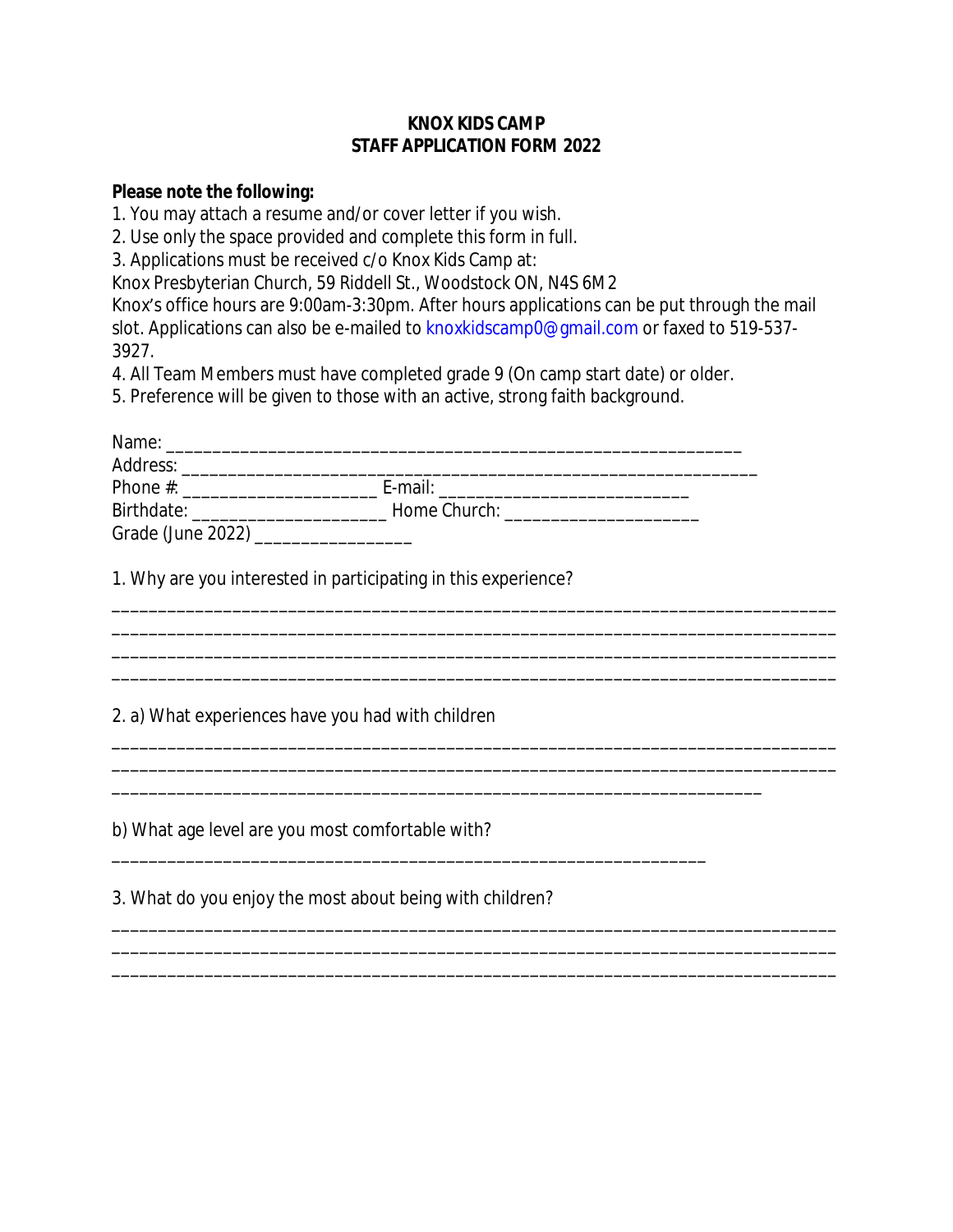**KNOX KIDS CAMP**
**STAFF APPLICATION FORM 2022**

**Please note the following:**

1. You may attach a resume and/or cover letter if you wish.
2. Use only the space provided and complete this form in full.
3. Applications must be received c/o Knox Kids Camp at:
Knox Presbyterian Church, 59 Riddell St., Woodstock ON, N4S 6M2
Knox's office hours are 9:00am-3:30pm. After hours applications can be put through the mail slot. Applications can also be e-mailed to knoxkidscamp0@gmail.com or faxed to 519-537-3927.
4. All Team Members must have completed grade 9 (On camp start date) or older.
5. Preference will be given to those with an active, strong faith background.

Name: ______________________________________________________________

Address: ______________________________________________________________

Phone #: ____________________ E-mail: __________________________

Birthdate: ____________________ Home Church: ____________________

Grade (June 2022) ________________

1. Why are you interested in participating in this experience?

_______________________________________________________________________________

_______________________________________________________________________________

_______________________________________________________________________________

_______________________________________________________________________________

2. a) What experiences have you had with children

_______________________________________________________________________________

_______________________________________________________________________________

_______________________________________________________________________

b) What age level are you most comfortable with?

_______________________________________________________________

3. What do you enjoy the most about being with children?

_______________________________________________________________________________

_______________________________________________________________________________

_______________________________________________________________________________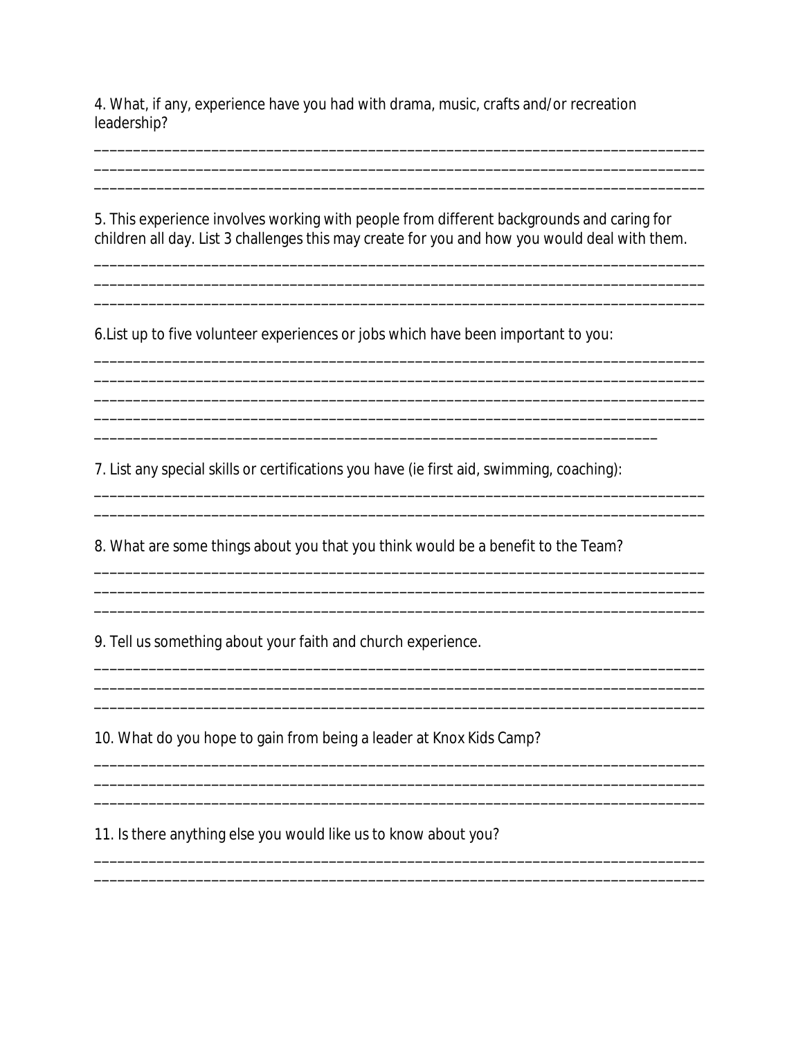4. What, if any, experience have you had with drama, music, crafts and/or recreation leadership?

_______________________________________________________________________________
_______________________________________________________________________________
_______________________________________________________________________________

5. This experience involves working with people from different backgrounds and caring for children all day. List 3 challenges this may create for you and how you would deal with them.

_______________________________________________________________________________
_______________________________________________________________________________
_______________________________________________________________________________

6.List up to five volunteer experiences or jobs which have been important to you:

_______________________________________________________________________________
_______________________________________________________________________________
_______________________________________________________________________________
_______________________________________________________________________________
__________________________________________________________________________

7. List any special skills or certifications you have (ie first aid, swimming, coaching):

_______________________________________________________________________________
_______________________________________________________________________________

8. What are some things about you that you think would be a benefit to the Team?

_______________________________________________________________________________
_______________________________________________________________________________
_______________________________________________________________________________

9. Tell us something about your faith and church experience.

_______________________________________________________________________________
_______________________________________________________________________________
_______________________________________________________________________________

10. What do you hope to gain from being a leader at Knox Kids Camp?

_______________________________________________________________________________
_______________________________________________________________________________
_______________________________________________________________________________

11. Is there anything else you would like us to know about you?

_______________________________________________________________________________
_______________________________________________________________________________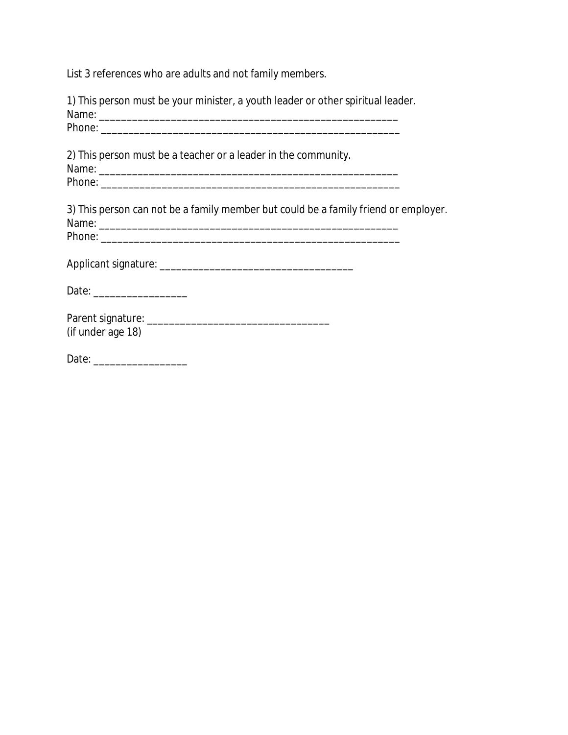List 3 references who are adults and not family members.

1) This person must be your minister, a youth leader or other spiritual leader.
Name: _______________________________________________________
Phone: ______________________________________________________

2) This person must be a teacher or a leader in the community.
Name: _______________________________________________________
Phone: ______________________________________________________

3) This person can not be a family member but could be a family friend or employer.
Name: _______________________________________________________
Phone: ______________________________________________________

Applicant signature: ___________________________________

Date: ________________

Parent signature: _________________________________
(if under age 18)

Date: ________________